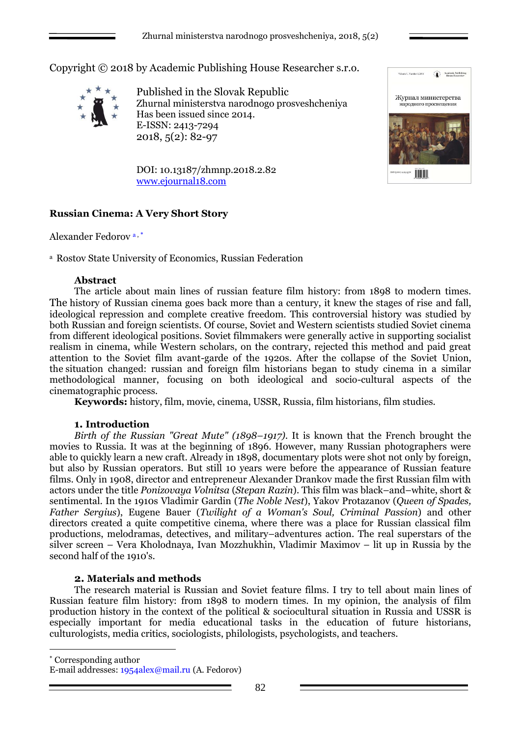Copyright © 2018 by Academic Publishing House Researcher s.r.o.

Published in the Slovak Republic
Zhurnal ministerstva narodnogo prosveshcheniya
Has been issued since 2014.
E-ISSN: 2413-7294
2018, 5(2): 82-97

DOI: 10.13187/zhmnp.2018.2.82
www.ejournal18.com

# Russian Cinema: A Very Short Story

Alexander Fedorov [a,*]

[a] Rostov State University of Economics, Russian Federation

## Abstract

The article about main lines of russian feature film history: from 1898 to modern times. The history of Russian cinema goes back more than a century, it knew the stages of rise and fall, ideological repression and complete creative freedom. This controversial history was studied by both Russian and foreign scientists. Of course, Soviet and Western scientists studied Soviet cinema from different ideological positions. Soviet filmmakers were generally active in supporting socialist realism in cinema, while Western scholars, on the contrary, rejected this method and paid great attention to the Soviet film avant-garde of the 1920s. After the collapse of the Soviet Union, the situation changed: russian and foreign film historians began to study cinema in a similar methodological manner, focusing on both ideological and socio-cultural aspects of the cinematographic process.

**Keywords:** history, film, movie, cinema, USSR, Russia, film historians, film studies.

## 1. Introduction

*Birth of the Russian "Great Mute" (1898–1917).* It is known that the French brought the movies to Russia. It was at the beginning of 1896. However, many Russian photographers were able to quickly learn a new craft. Already in 1898, documentary plots were shot not only by foreign, but also by Russian operators. But still 10 years were before the appearance of Russian feature films. Only in 1908, director and entrepreneur Alexander Drankov made the first Russian film with actors under the title *Ponizovaya Volnitsa* (*Stepan Razin*). This film was black–and–white, short & sentimental. In the 1910s Vladimir Gardin (*The Noble Nest*), Yakov Protazanov (*Queen of Spades, Father Sergius*), Eugene Bauer (*Twilight of a Woman's Soul, Criminal Passion*) and other directors created a quite competitive cinema, where there was a place for Russian classical film productions, melodramas, detectives, and military–adventures action. The real superstars of the silver screen – Vera Kholodnaya, Ivan Mozzhukhin, Vladimir Maximov – lit up in Russia by the second half of the 1910's.

## 2. Materials and methods

The research material is Russian and Soviet feature films. I try to tell about main lines of Russian feature film history: from 1898 to modern times. In my opinion, the analysis of film production history in the context of the political & sociocultural situation in Russia and USSR is especially important for media educational tasks in the education of future historians, culturologists, media critics, sociologists, philologists, psychologists, and teachers.

---

[*] Corresponding author
E-mail addresses: 1954alex@mail.ru (A. Fedorov)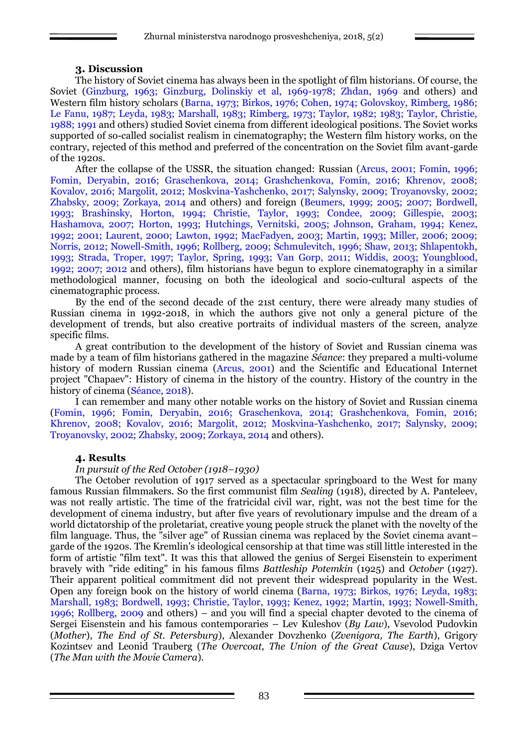### 3. Discussion

The history of Soviet cinema has always been in the spotlight of film historians. Of course, the Soviet (Ginzburg, 1963; Ginzburg, Dolinskiy et al, 1969-1978; Zhdan, 1969 and others) and Western film history scholars (Barna, 1973; Birkos, 1976; Cohen, 1974; Golovskoy, Rimberg, 1986; Le Fanu, 1987; Leyda, 1983; Marshall, 1983; Rimberg, 1973; Taylor, 1982; 1983; Taylor, Christie, 1988; 1991 and others) studied Soviet cinema from different ideological positions. The Soviet works supported of so-called socialist realism in cinematography; the Western film history works, on the contrary, rejected of this method and preferred of the concentration on the Soviet film avant-garde of the 1920s.

After the collapse of the USSR, the situation changed: Russian (Arcus, 2001; Fomin, 1996; Fomin, Deryabin, 2016; Graschenkova, 2014; Grashchenkova, Fomin, 2016; Khrenov, 2008; Kovalov, 2016; Margolit, 2012; Moskvina-Yashchenko, 2017; Salynsky, 2009; Troyanovsky, 2002; Zhabsky, 2009; Zorkaya, 2014 and others) and foreign (Beumers, 1999; 2005; 2007; Bordwell, 1993; Brashinsky, Horton, 1994; Christie, Taylor, 1993; Condee, 2009; Gillespie, 2003; Hashamova, 2007; Horton, 1993; Hutchings, Vernitski, 2005; Johnson, Graham, 1994; Kenez, 1992; 2001; Laurent, 2000; Lawton, 1992; MacFadyen, 2003; Martin, 1993; Miller, 2006; 2009; Norris, 2012; Nowell-Smith, 1996; Rollberg, 2009; Schmulevitch, 1996; Shaw, 2013; Shlapentokh, 1993; Strada, Troper, 1997; Taylor, Spring, 1993; Van Gorp, 2011; Widdis, 2003; Youngblood, 1992; 2007; 2012 and others), film historians have begun to explore cinematography in a similar methodological manner, focusing on both the ideological and socio-cultural aspects of the cinematographic process.

By the end of the second decade of the 21st century, there were already many studies of Russian cinema in 1992-2018, in which the authors give not only a general picture of the development of trends, but also creative portraits of individual masters of the screen, analyze specific films.

A great contribution to the development of the history of Soviet and Russian cinema was made by a team of film historians gathered in the magazine *Séance*: they prepared a multi-volume history of modern Russian cinema (Arcus, 2001) and the Scientific and Educational Internet project "Chapaev": History of cinema in the history of the country. History of the country in the history of cinema (Séance, 2018).

I can remember and many other notable works on the history of Soviet and Russian cinema (Fomin, 1996; Fomin, Deryabin, 2016; Graschenkova, 2014; Grashchenkova, Fomin, 2016; Khrenov, 2008; Kovalov, 2016; Margolit, 2012; Moskvina-Yashchenko, 2017; Salynsky, 2009; Troyanovsky, 2002; Zhabsky, 2009; Zorkaya, 2014 and others).

### 4. Results

*In pursuit of the Red October (1918–1930)*

The October revolution of 1917 served as a spectacular springboard to the West for many famous Russian filmmakers. So the first communist film *Sealing* (1918), directed by A. Panteleev, was not really artistic. The time of the fratricidal civil war, right, was not the best time for the development of cinema industry, but after five years of revolutionary impulse and the dream of a world dictatorship of the proletariat, creative young people struck the planet with the novelty of the film language. Thus, the "silver age" of Russian cinema was replaced by the Soviet cinema avant–garde of the 1920s. The Kremlin's ideological censorship at that time was still little interested in the form of artistic "film text". It was this that allowed the genius of Sergei Eisenstein to experiment bravely with "ride editing" in his famous films *Battleship Potemkin* (1925) and *October* (1927). Their apparent political commitment did not prevent their widespread popularity in the West. Open any foreign book on the history of world cinema (Barna, 1973; Birkos, 1976; Leyda, 1983; Marshall, 1983; Bordwell, 1993; Christie, Taylor, 1993; Kenez, 1992; Martin, 1993; Nowell-Smith, 1996; Rollberg, 2009 and others) – and you will find a special chapter devoted to the cinema of Sergei Eisenstein and his famous contemporaries – Lev Kuleshov (*By Law*), Vsevolod Pudovkin (*Mother*), *The End of St. Petersburg*), Alexander Dovzhenko (*Zvenigora, The Earth*), Grigory Kozintsev and Leonid Trauberg (*The Overcoat, The Union of the Great Cause*), Dziga Vertov (*The Man with the Movie Camera*).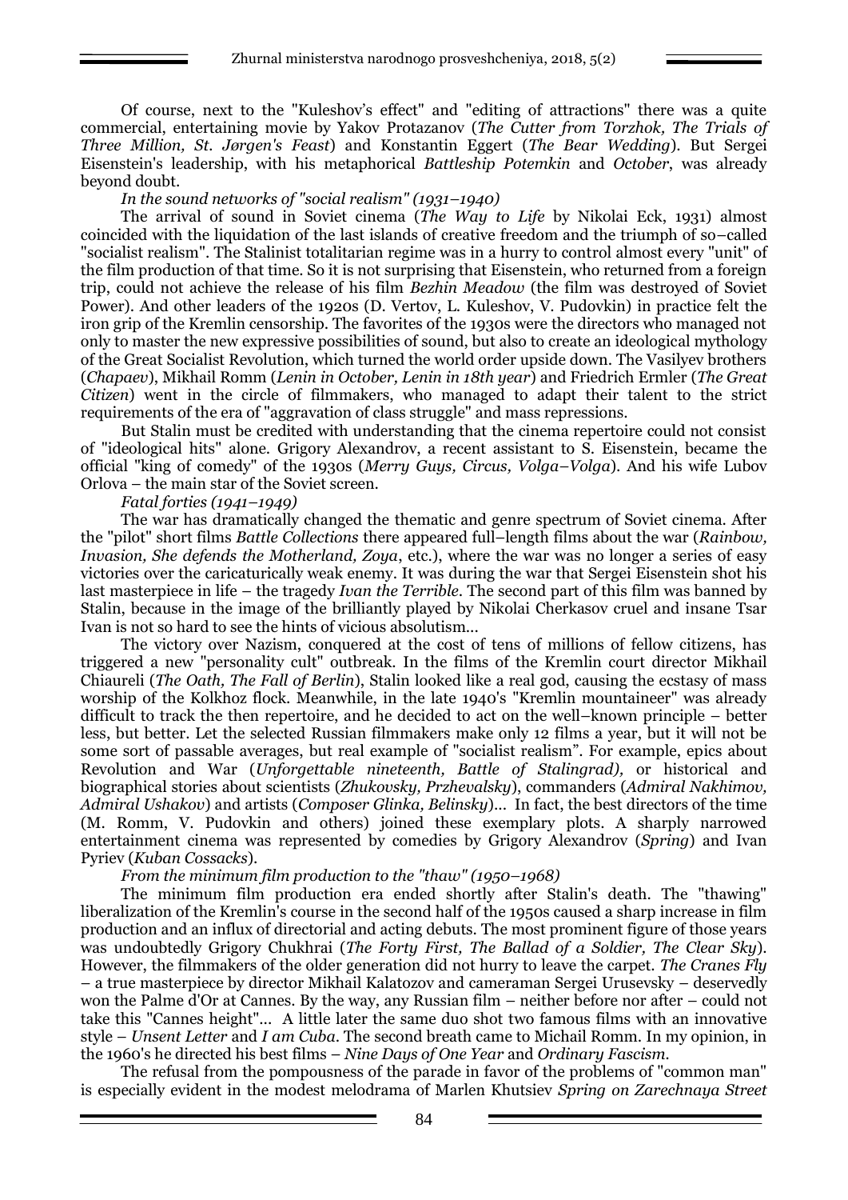Of course, next to the "Kuleshov's effect" and "editing of attractions" there was a quite commercial, entertaining movie by Yakov Protazanov (*The Cutter from Torzhok, The Trials of Three Million, St. Jørgen's Feast*) and Konstantin Eggert (*The Bear Wedding*). But Sergei Eisenstein's leadership, with his metaphorical *Battleship Potemkin* and *October*, was already beyond doubt.

*In the sound networks of "social realism" (1931–1940)*

The arrival of sound in Soviet cinema (*The Way to Life* by Nikolai Eck, 1931) almost coincided with the liquidation of the last islands of creative freedom and the triumph of so–called "socialist realism". The Stalinist totalitarian regime was in a hurry to control almost every "unit" of the film production of that time. So it is not surprising that Eisenstein, who returned from a foreign trip, could not achieve the release of his film *Bezhin Meadow* (the film was destroyed of Soviet Power). And other leaders of the 1920s (D. Vertov, L. Kuleshov, V. Pudovkin) in practice felt the iron grip of the Kremlin censorship. The favorites of the 1930s were the directors who managed not only to master the new expressive possibilities of sound, but also to create an ideological mythology of the Great Socialist Revolution, which turned the world order upside down. The Vasilyev brothers (*Chapaev*), Mikhail Romm (*Lenin in October, Lenin in 18th year*) and Friedrich Ermler (*The Great Citizen*) went in the circle of filmmakers, who managed to adapt their talent to the strict requirements of the era of "aggravation of class struggle" and mass repressions.

But Stalin must be credited with understanding that the cinema repertoire could not consist of "ideological hits" alone. Grigory Alexandrov, a recent assistant to S. Eisenstein, became the official "king of comedy" of the 1930s (*Merry Guys, Circus, Volga–Volga*). And his wife Lubov Orlova – the main star of the Soviet screen.

*Fatal forties (1941–1949)*

The war has dramatically changed the thematic and genre spectrum of Soviet cinema. After the "pilot" short films *Battle Collections* there appeared full–length films about the war (*Rainbow, Invasion, She defends the Motherland, Zoya*, etc.), where the war was no longer a series of easy victories over the caricaturically weak enemy. It was during the war that Sergei Eisenstein shot his last masterpiece in life – the tragedy *Ivan the Terrible*. The second part of this film was banned by Stalin, because in the image of the brilliantly played by Nikolai Cherkasov cruel and insane Tsar Ivan is not so hard to see the hints of vicious absolutism...

The victory over Nazism, conquered at the cost of tens of millions of fellow citizens, has triggered a new "personality cult" outbreak. In the films of the Kremlin court director Mikhail Chiaureli (*The Oath, The Fall of Berlin*), Stalin looked like a real god, causing the ecstasy of mass worship of the Kolkhoz flock. Meanwhile, in the late 1940's "Kremlin mountaineer" was already difficult to track the then repertoire, and he decided to act on the well–known principle – better less, but better. Let the selected Russian filmmakers make only 12 films a year, but it will not be some sort of passable averages, but real example of "socialist realism". For example, epics about Revolution and War (*Unforgettable nineteenth, Battle of Stalingrad),* or historical and biographical stories about scientists (*Zhukovsky, Przhevalsky*), commanders (*Admiral Nakhimov, Admiral Ushakov*) and artists (*Composer Glinka, Belinsky*)... In fact, the best directors of the time (M. Romm, V. Pudovkin and others) joined these exemplary plots. A sharply narrowed entertainment cinema was represented by comedies by Grigory Alexandrov (*Spring*) and Ivan Pyriev (*Kuban Cossacks*).

*From the minimum film production to the "thaw" (1950–1968)*

The minimum film production era ended shortly after Stalin's death. The "thawing" liberalization of the Kremlin's course in the second half of the 1950s caused a sharp increase in film production and an influx of directorial and acting debuts. The most prominent figure of those years was undoubtedly Grigory Chukhrai (*The Forty First, The Ballad of a Soldier, The Clear Sky*). However, the filmmakers of the older generation did not hurry to leave the carpet. *The Cranes Fly* – a true masterpiece by director Mikhail Kalatozov and cameraman Sergei Urusevsky – deservedly won the Palme d'Or at Cannes. By the way, any Russian film – neither before nor after – could not take this "Cannes height"... A little later the same duo shot two famous films with an innovative style – *Unsent Letter* and *I am Cuba*. The second breath came to Michail Romm. In my opinion, in the 1960's he directed his best films – *Nine Days of One Year* and *Ordinary Fascism*.

The refusal from the pompousness of the parade in favor of the problems of "common man" is especially evident in the modest melodrama of Marlen Khutsiev *Spring on Zarechnaya Street*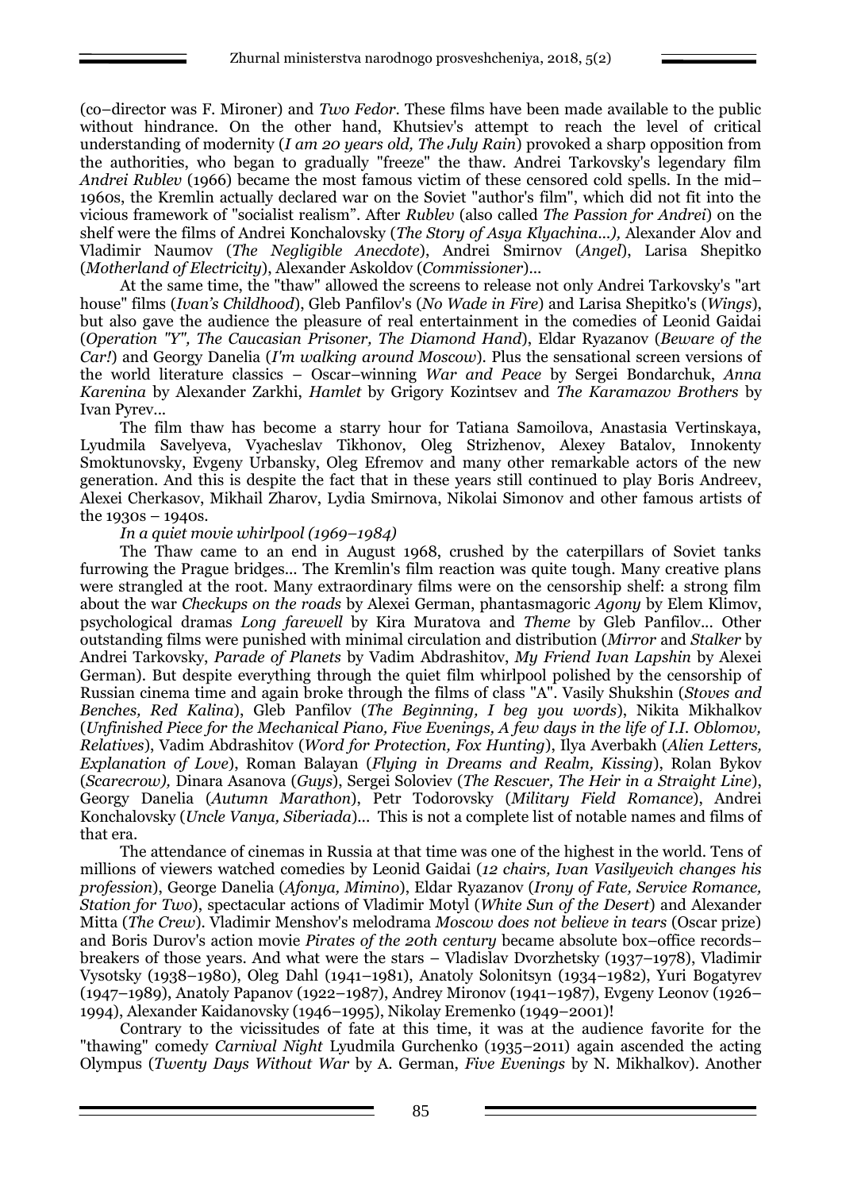(co–director was F. Mironer) and *Two Fedor*. These films have been made available to the public without hindrance. On the other hand, Khutsiev's attempt to reach the level of critical understanding of modernity (*I am 20 years old, The July Rain*) provoked a sharp opposition from the authorities, who began to gradually "freeze" the thaw. Andrei Tarkovsky's legendary film *Andrei Rublev* (1966) became the most famous victim of these censored cold spells. In the mid–1960s, the Kremlin actually declared war on the Soviet "author's film", which did not fit into the vicious framework of "socialist realism". After *Rublev* (also called *The Passion for Andrei*) on the shelf were the films of Andrei Konchalovsky (*The Story of Asya Klyachina...),* Alexander Alov and Vladimir Naumov (*The Negligible Anecdote*), Andrei Smirnov (*Angel*), Larisa Shepitko (*Motherland of Electricity*), Alexander Askoldov (*Commissioner*)...

At the same time, the "thaw" allowed the screens to release not only Andrei Tarkovsky's "art house" films (*Ivan's Childhood*), Gleb Panfilov's (*No Wade in Fire*) and Larisa Shepitko's (*Wings*), but also gave the audience the pleasure of real entertainment in the comedies of Leonid Gaidai (*Operation "Y", The Caucasian Prisoner, The Diamond Hand*), Eldar Ryazanov (*Beware of the Car!*) and Georgy Danelia (*I'm walking around Moscow*). Plus the sensational screen versions of the world literature classics – Oscar–winning *War and Peace* by Sergei Bondarchuk, *Anna Karenina* by Alexander Zarkhi, *Hamlet* by Grigory Kozintsev and *The Karamazov Brothers* by Ivan Pyrev...

The film thaw has become a starry hour for Tatiana Samoilova, Anastasia Vertinskaya, Lyudmila Savelyeva, Vyacheslav Tikhonov, Oleg Strizhenov, Alexey Batalov, Innokenty Smoktunovsky, Evgeny Urbansky, Oleg Efremov and many other remarkable actors of the new generation. And this is despite the fact that in these years still continued to play Boris Andreev, Alexei Cherkasov, Mikhail Zharov, Lydia Smirnova, Nikolai Simonov and other famous artists of the 1930s – 1940s.

*In a quiet movie whirlpool (1969–1984)*

The Thaw came to an end in August 1968, crushed by the caterpillars of Soviet tanks furrowing the Prague bridges... The Kremlin's film reaction was quite tough. Many creative plans were strangled at the root. Many extraordinary films were on the censorship shelf: a strong film about the war *Checkups on the roads* by Alexei German, phantasmagoric *Agony* by Elem Klimov, psychological dramas *Long farewell* by Kira Muratova and *Theme* by Gleb Panfilov... Other outstanding films were punished with minimal circulation and distribution (*Mirror* and *Stalker* by Andrei Tarkovsky, *Parade of Planets* by Vadim Abdrashitov, *My Friend Ivan Lapshin* by Alexei German). But despite everything through the quiet film whirlpool polished by the censorship of Russian cinema time and again broke through the films of class "A". Vasily Shukshin (*Stoves and Benches, Red Kalina*), Gleb Panfilov (*The Beginning, I beg you words*), Nikita Mikhalkov (*Unfinished Piece for the Mechanical Piano, Five Evenings, A few days in the life of I.I. Oblomov, Relatives*), Vadim Abdrashitov (*Word for Protection, Fox Hunting*), Ilya Averbakh (*Alien Letters, Explanation of Love*), Roman Balayan (*Flying in Dreams and Realm, Kissing*), Rolan Bykov (*Scarecrow),* Dinara Asanova (*Guys*), Sergei Soloviev (*The Rescuer, The Heir in a Straight Line*), Georgy Danelia (*Autumn Marathon*), Petr Todorovsky (*Military Field Romance*), Andrei Konchalovsky (*Uncle Vanya, Siberiada*)... This is not a complete list of notable names and films of that era.

The attendance of cinemas in Russia at that time was one of the highest in the world. Tens of millions of viewers watched comedies by Leonid Gaidai (*12 chairs, Ivan Vasilyevich changes his profession*), George Danelia (*Afonya, Mimino*), Eldar Ryazanov (*Irony of Fate, Service Romance, Station for Two*), spectacular actions of Vladimir Motyl (*White Sun of the Desert*) and Alexander Mitta (*The Crew*). Vladimir Menshov's melodrama *Moscow does not believe in tears* (Oscar prize) and Boris Durov's action movie *Pirates of the 20th century* became absolute box–office records–breakers of those years. And what were the stars – Vladislav Dvorzhetsky (1937–1978), Vladimir Vysotsky (1938–1980), Oleg Dahl (1941–1981), Anatoly Solonitsyn (1934–1982), Yuri Bogatyrev (1947–1989), Anatoly Papanov (1922–1987), Andrey Mironov (1941–1987), Evgeny Leonov (1926–1994), Alexander Kaidanovsky (1946–1995), Nikolay Eremenko (1949–2001)!

Contrary to the vicissitudes of fate at this time, it was at the audience favorite for the "thawing" comedy *Carnival Night* Lyudmila Gurchenko (1935–2011) again ascended the acting Olympus (*Twenty Days Without War* by A. German, *Five Evenings* by N. Mikhalkov). Another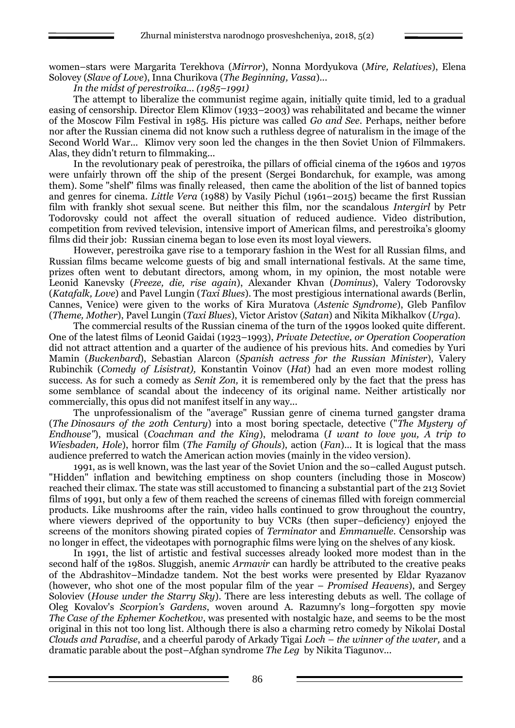women–stars were Margarita Terekhova (*Mirror*), Nonna Mordyukova (*Mire, Relatives*), Elena Solovey (*Slave of Love*), Inna Churikova (*The Beginning, Vassa*)...

*In the midst of perestroika... (1985–1991)*

The attempt to liberalize the communist regime again, initially quite timid, led to a gradual easing of censorship. Director Elem Klimov (1933–2003) was rehabilitated and became the winner of the Moscow Film Festival in 1985. His picture was called *Go and See*. Perhaps, neither before nor after the Russian cinema did not know such a ruthless degree of naturalism in the image of the Second World War... Klimov very soon led the changes in the then Soviet Union of Filmmakers. Alas, they didn't return to filmmaking...

In the revolutionary peak of perestroika, the pillars of official cinema of the 1960s and 1970s were unfairly thrown off the ship of the present (Sergei Bondarchuk, for example, was among them). Some "shelf" films was finally released, then came the abolition of the list of banned topics and genres for cinema. *Little Vera* (1988) by Vasily Pichul (1961–2015) became the first Russian film with frankly shot sexual scene. But neither this film, nor the scandalous *Intergirl* by Petr Todorovsky could not affect the overall situation of reduced audience. Video distribution, competition from revived television, intensive import of American films, and perestroika's gloomy films did their job: Russian cinema began to lose even its most loyal viewers.

However, perestroika gave rise to a temporary fashion in the West for all Russian films, and Russian films became welcome guests of big and small international festivals. At the same time, prizes often went to debutant directors, among whom, in my opinion, the most notable were Leonid Kanevsky (*Freeze, die, rise again*), Alexander Khvan (*Dominus*), Valery Todorovsky (*Katafalk, Love*) and Pavel Lungin (*Taxi Blues*). The most prestigious international awards (Berlin, Cannes, Venice) were given to the works of Kira Muratova (*Astenic Syndrome*), Gleb Panfilov (*Theme, Mother*), Pavel Lungin (*Taxi Blues*), Victor Aristov (*Satan*) and Nikita Mikhalkov (*Urga*).

The commercial results of the Russian cinema of the turn of the 1990s looked quite different. One of the latest films of Leonid Gaidai (1923–1993), *Private Detective, or Operation Cooperation* did not attract attention and a quarter of the audience of his previous hits. And comedies by Yuri Mamin (*Buckenbard*), Sebastian Alarcon (*Spanish actress for the Russian Minister*), Valery Rubinchik (*Comedy of Lisistrat),* Konstantin Voinov (*Hat*) had an even more modest rolling success. As for such a comedy as *Senit Zon,* it is remembered only by the fact that the press has some semblance of scandal about the indecency of its original name. Neither artistically nor commercially, this opus did not manifest itself in any way...

The unprofessionalism of the "average" Russian genre of cinema turned gangster drama (*The Dinosaurs of the 20th Century*) into a most boring spectacle, detective (*"The Mystery of Endhouse"*), musical (*Coachman and the King*), melodrama (*I want to love you, A trip to Wiesbaden, Hole*), horror film (*The Family of Ghouls*), action (*Fan*)... It is logical that the mass audience preferred to watch the American action movies (mainly in the video version).

1991, as is well known, was the last year of the Soviet Union and the so–called August putsch. "Hidden" inflation and bewitching emptiness on shop counters (including those in Moscow) reached their climax. The state was still accustomed to financing a substantial part of the 213 Soviet films of 1991, but only a few of them reached the screens of cinemas filled with foreign commercial products. Like mushrooms after the rain, video halls continued to grow throughout the country, where viewers deprived of the opportunity to buy VCRs (then super–deficiency) enjoyed the screens of the monitors showing pirated copies of *Terminator* and *Emmanuelle*. Censorship was no longer in effect, the videotapes with pornographic films were lying on the shelves of any kiosk.

In 1991, the list of artistic and festival successes already looked more modest than in the second half of the 1980s. Sluggish, anemic *Armavir* can hardly be attributed to the creative peaks of the Abdrashitov–Mindadze tandem. Not the best works were presented by Eldar Ryazanov (however, who shot one of the most popular film of the year – *Promised Heavens*), and Sergey Soloviev (*House under the Starry Sky*). There are less interesting debuts as well. The collage of Oleg Kovalov's *Scorpion's Gardens*, woven around A. Razumny's long–forgotten spy movie *The Case of the Ephemer Kochetkov*, was presented with nostalgic haze, and seems to be the most original in this not too long list. Although there is also a charming retro comedy by Nikolai Dostal *Clouds and Paradise*, and a cheerful parody of Arkady Tigai *Loch – the winner of the water,* and a dramatic parable about the post–Afghan syndrome *The Leg* by Nikita Tiagunov...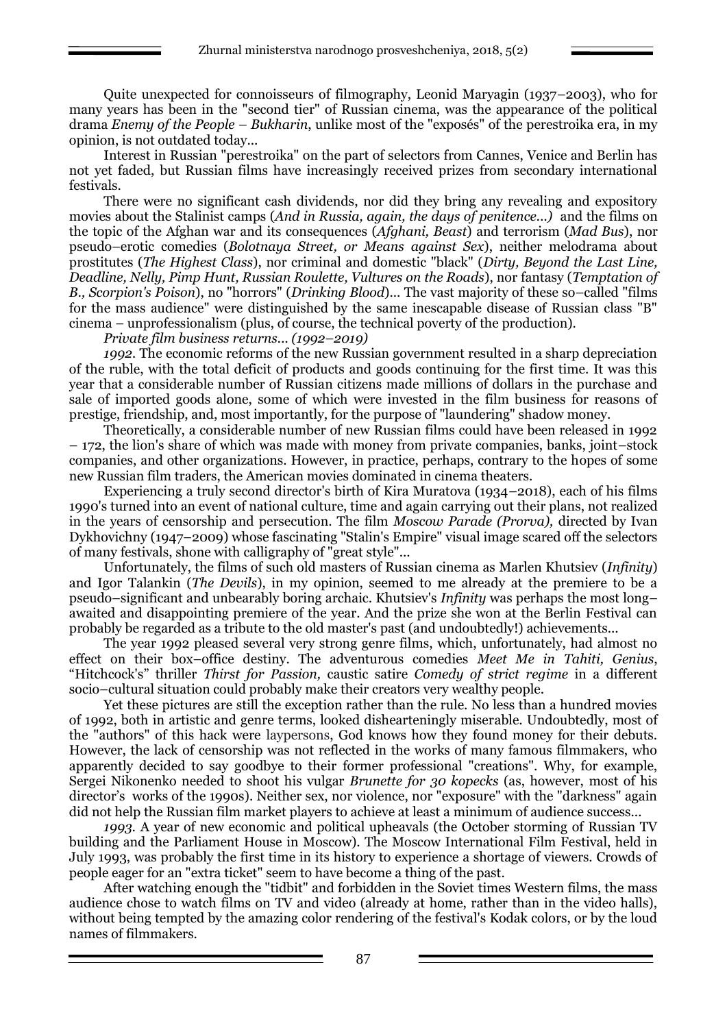Quite unexpected for connoisseurs of filmography, Leonid Maryagin (1937–2003), who for many years has been in the "second tier" of Russian cinema, was the appearance of the political drama *Enemy of the People – Bukharin*, unlike most of the "exposés" of the perestroika era, in my opinion, is not outdated today...

Interest in Russian "perestroika" on the part of selectors from Cannes, Venice and Berlin has not yet faded, but Russian films have increasingly received prizes from secondary international festivals.

There were no significant cash dividends, nor did they bring any revealing and expository movies about the Stalinist camps (*And in Russia, again, the days of penitence...)* and the films on the topic of the Afghan war and its consequences (*Afghani, Beast*) and terrorism (*Mad Bus*), nor pseudo–erotic comedies (*Bolotnaya Street, or Means against Sex*), neither melodrama about prostitutes (*The Highest Class*), nor criminal and domestic "black" (*Dirty, Beyond the Last Line, Deadline, Nelly, Pimp Hunt, Russian Roulette, Vultures on the Roads*), nor fantasy (*Temptation of B., Scorpion's Poison*), no "horrors" (*Drinking Blood*)... The vast majority of these so–called "films for the mass audience" were distinguished by the same inescapable disease of Russian class "B" cinema – unprofessionalism (plus, of course, the technical poverty of the production).

*Private film business returns... (1992–2019)*

*1992*. The economic reforms of the new Russian government resulted in a sharp depreciation of the ruble, with the total deficit of products and goods continuing for the first time. It was this year that a considerable number of Russian citizens made millions of dollars in the purchase and sale of imported goods alone, some of which were invested in the film business for reasons of prestige, friendship, and, most importantly, for the purpose of "laundering" shadow money.

Theoretically, a considerable number of new Russian films could have been released in 1992 – 172, the lion's share of which was made with money from private companies, banks, joint–stock companies, and other organizations. However, in practice, perhaps, contrary to the hopes of some new Russian film traders, the American movies dominated in cinema theaters.

Experiencing a truly second director's birth of Kira Muratova (1934–2018), each of his films 1990's turned into an event of national culture, time and again carrying out their plans, not realized in the years of censorship and persecution. The film *Moscow Parade (Prorva),* directed by Ivan Dykhovichny (1947–2009) whose fascinating "Stalin's Empire" visual image scared off the selectors of many festivals, shone with calligraphy of "great style"...

Unfortunately, the films of such old masters of Russian cinema as Marlen Khutsiev (*Infinity*) and Igor Talankin (*The Devils*), in my opinion, seemed to me already at the premiere to be a pseudo–significant and unbearably boring archaic. Khutsiev's *Infinity* was perhaps the most long–awaited and disappointing premiere of the year. And the prize she won at the Berlin Festival can probably be regarded as a tribute to the old master's past (and undoubtedly!) achievements...

The year 1992 pleased several very strong genre films, which, unfortunately, had almost no effect on their box–office destiny. The adventurous comedies *Meet Me in Tahiti, Genius*, "Hitchcock's" thriller *Thirst for Passion,* caustic satire *Comedy of strict regime* in a different socio–cultural situation could probably make their creators very wealthy people.

Yet these pictures are still the exception rather than the rule. No less than a hundred movies of 1992, both in artistic and genre terms, looked dishearteningly miserable. Undoubtedly, most of the "authors" of this hack were laypersons, God knows how they found money for their debuts. However, the lack of censorship was not reflected in the works of many famous filmmakers, who apparently decided to say goodbye to their former professional "creations". Why, for example, Sergei Nikonenko needed to shoot his vulgar *Brunette for 30 kopecks* (as, however, most of his director's works of the 1990s). Neither sex, nor violence, nor "exposure" with the "darkness" again did not help the Russian film market players to achieve at least a minimum of audience success...

*1993*. A year of new economic and political upheavals (the October storming of Russian TV building and the Parliament House in Moscow). The Moscow International Film Festival, held in July 1993, was probably the first time in its history to experience a shortage of viewers. Crowds of people eager for an "extra ticket" seem to have become a thing of the past.

After watching enough the "tidbit" and forbidden in the Soviet times Western films, the mass audience chose to watch films on TV and video (already at home, rather than in the video halls), without being tempted by the amazing color rendering of the festival's Kodak colors, or by the loud names of filmmakers.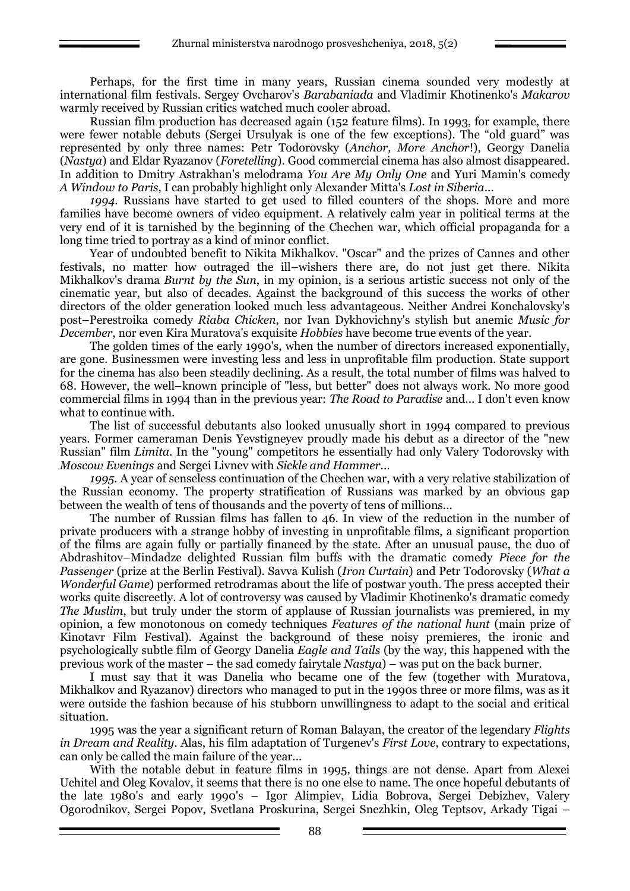Perhaps, for the first time in many years, Russian cinema sounded very modestly at international film festivals. Sergey Ovcharov's *Barabaniada* and Vladimir Khotinenko's *Makarov* warmly received by Russian critics watched much cooler abroad.

Russian film production has decreased again (152 feature films). In 1993, for example, there were fewer notable debuts (Sergei Ursulyak is one of the few exceptions). The "old guard" was represented by only three names: Petr Todorovsky (*Anchor, More Anchor*!), Georgy Danelia (*Nastya*) and Eldar Ryazanov (*Foretelling*). Good commercial cinema has also almost disappeared. In addition to Dmitry Astrakhan's melodrama *You Are My Only One* and Yuri Mamin's comedy *A Window to Paris*, I can probably highlight only Alexander Mitta's *Lost in Siberia*...

*1994.* Russians have started to get used to filled counters of the shops. More and more families have become owners of video equipment. A relatively calm year in political terms at the very end of it is tarnished by the beginning of the Chechen war, which official propaganda for a long time tried to portray as a kind of minor conflict.

Year of undoubted benefit to Nikita Mikhalkov. "Oscar" and the prizes of Cannes and other festivals, no matter how outraged the ill–wishers there are, do not just get there. Nikita Mikhalkov's drama *Burnt by the Sun*, in my opinion, is a serious artistic success not only of the cinematic year, but also of decades. Against the background of this success the works of other directors of the older generation looked much less advantageous. Neither Andrei Konchalovsky's post–Perestroika comedy *Riaba Chicken*, nor Ivan Dykhovichny's stylish but anemic *Music for December*, nor even Kira Muratova's exquisite *Hobbies* have become true events of the year.

The golden times of the early 1990's, when the number of directors increased exponentially, are gone. Businessmen were investing less and less in unprofitable film production. State support for the cinema has also been steadily declining. As a result, the total number of films was halved to 68. However, the well–known principle of "less, but better" does not always work. No more good commercial films in 1994 than in the previous year: *The Road to Paradise* and... I don't even know what to continue with.

The list of successful debutants also looked unusually short in 1994 compared to previous years. Former cameraman Denis Yevstigneyev proudly made his debut as a director of the "new Russian" film *Limita*. In the "young" competitors he essentially had only Valery Todorovsky with *Moscow Evenings* and Sergei Livnev with *Sickle and Hammer*...

*1995.* A year of senseless continuation of the Chechen war, with a very relative stabilization of the Russian economy. The property stratification of Russians was marked by an obvious gap between the wealth of tens of thousands and the poverty of tens of millions...

The number of Russian films has fallen to 46. In view of the reduction in the number of private producers with a strange hobby of investing in unprofitable films, a significant proportion of the films are again fully or partially financed by the state. After an unusual pause, the duo of Abdrashitov–Mindadze delighted Russian film buffs with the dramatic comedy *Piece for the Passenger* (prize at the Berlin Festival). Savva Kulish (*Iron Curtain*) and Petr Todorovsky (*What a Wonderful Game*) performed retrodramas about the life of postwar youth. The press accepted their works quite discreetly. A lot of controversy was caused by Vladimir Khotinenko's dramatic comedy *The Muslim*, but truly under the storm of applause of Russian journalists was premiered, in my opinion, a few monotonous on comedy techniques *Features of the national hunt* (main prize of Kinotavr Film Festival). Against the background of these noisy premieres, the ironic and psychologically subtle film of Georgy Danelia *Eagle and Tails* (by the way, this happened with the previous work of the master – the sad comedy fairytale *Nastya*) – was put on the back burner.

I must say that it was Danelia who became one of the few (together with Muratova, Mikhalkov and Ryazanov) directors who managed to put in the 1990s three or more films, was as it were outside the fashion because of his stubborn unwillingness to adapt to the social and critical situation.

1995 was the year a significant return of Roman Balayan, the creator of the legendary *Flights in Dream and Reality*. Alas, his film adaptation of Turgenev's *First Love*, contrary to expectations, can only be called the main failure of the year...

With the notable debut in feature films in 1995, things are not dense. Apart from Alexei Uchitel and Oleg Kovalov, it seems that there is no one else to name. The once hopeful debutants of the late 1980's and early 1990's – Igor Alimpiev, Lidia Bobrova, Sergei Debizhev, Valery Ogorodnikov, Sergei Popov, Svetlana Proskurina, Sergei Snezhkin, Oleg Teptsov, Arkady Tigai –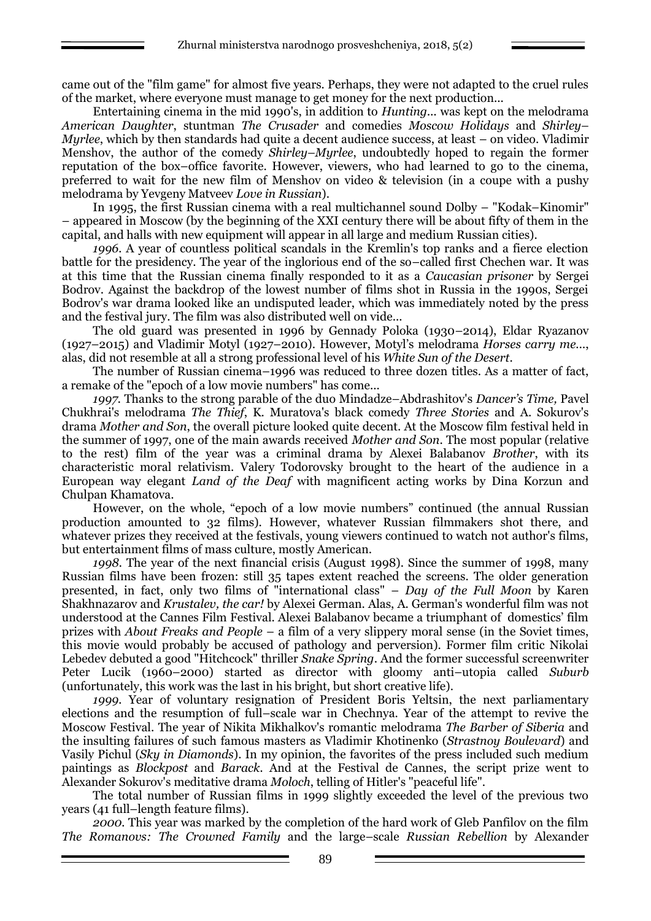came out of the "film game" for almost five years. Perhaps, they were not adapted to the cruel rules of the market, where everyone must manage to get money for the next production...

Entertaining cinema in the mid 1990's, in addition to *Hunting*... was kept on the melodrama *American Daughter*, stuntman *The Crusader* and comedies *Moscow Holidays* and *Shirley–Myrlee*, which by then standards had quite a decent audience success, at least – on video. Vladimir Menshov, the author of the comedy *Shirley–Myrlee*, undoubtedly hoped to regain the former reputation of the box–office favorite. However, viewers, who had learned to go to the cinema, preferred to wait for the new film of Menshov on video & television (in a coupe with a pushy melodrama by Yevgeny Matveev *Love in Russian*).

In 1995, the first Russian cinema with a real multichannel sound Dolby – "Kodak–Kinomir" – appeared in Moscow (by the beginning of the XXI century there will be about fifty of them in the capital, and halls with new equipment will appear in all large and medium Russian cities).

*1996*. A year of countless political scandals in the Kremlin's top ranks and a fierce election battle for the presidency. The year of the inglorious end of the so–called first Chechen war. It was at this time that the Russian cinema finally responded to it as a *Caucasian prisoner* by Sergei Bodrov. Against the backdrop of the lowest number of films shot in Russia in the 1990s, Sergei Bodrov's war drama looked like an undisputed leader, which was immediately noted by the press and the festival jury. The film was also distributed well on vide...

The old guard was presented in 1996 by Gennady Poloka (1930–2014), Eldar Ryazanov (1927–2015) and Vladimir Motyl (1927–2010). However, Motyl's melodrama *Horses carry me...*, alas, did not resemble at all a strong professional level of his *White Sun of the Desert*.

The number of Russian cinema–1996 was reduced to three dozen titles. As a matter of fact, a remake of the "epoch of a low movie numbers" has come...

*1997*. Thanks to the strong parable of the duo Mindadze–Abdrashitov's *Dancer's Time,* Pavel Chukhrai's melodrama *The Thief*, K. Muratova's black comedy *Three Stories* and A. Sokurov's drama *Mother and Son*, the overall picture looked quite decent. At the Moscow film festival held in the summer of 1997, one of the main awards received *Mother and Son*. The most popular (relative to the rest) film of the year was a criminal drama by Alexei Balabanov *Brother*, with its characteristic moral relativism. Valery Todorovsky brought to the heart of the audience in a European way elegant *Land of the Deaf* with magnificent acting works by Dina Korzun and Chulpan Khamatova.

However, on the whole, "epoch of a low movie numbers" continued (the annual Russian production amounted to 32 films). However, whatever Russian filmmakers shot there, and whatever prizes they received at the festivals, young viewers continued to watch not author's films, but entertainment films of mass culture, mostly American.

*1998*. The year of the next financial crisis (August 1998). Since the summer of 1998, many Russian films have been frozen: still 35 tapes extent reached the screens. The older generation presented, in fact, only two films of "international class" – *Day of the Full Moon* by Karen Shakhnazarov and *Krustalev, the car!* by Alexei German. Alas, A. German's wonderful film was not understood at the Cannes Film Festival. Alexei Balabanov became a triumphant of domestics' film prizes with *About Freaks and People* – a film of a very slippery moral sense (in the Soviet times, this movie would probably be accused of pathology and perversion). Former film critic Nikolai Lebedev debuted a good "Hitchcock" thriller *Snake Spring*. And the former successful screenwriter Peter Lucik (1960–2000) started as director with gloomy anti–utopia called *Suburb* (unfortunately, this work was the last in his bright, but short creative life).

*1999*. Year of voluntary resignation of President Boris Yeltsin, the next parliamentary elections and the resumption of full–scale war in Chechnya. Year of the attempt to revive the Moscow Festival. The year of Nikita Mikhalkov's romantic melodrama *The Barber of Siberia* and the insulting failures of such famous masters as Vladimir Khotinenko (*Strastnoy Boulevard*) and Vasily Pichul (*Sky in Diamonds*). In my opinion, the favorites of the press included such medium paintings as *Blockpost* and *Barack*. And at the Festival de Cannes, the script prize went to Alexander Sokurov's meditative drama *Moloch*, telling of Hitler's "peaceful life".

The total number of Russian films in 1999 slightly exceeded the level of the previous two years (41 full–length feature films).

*2000*. This year was marked by the completion of the hard work of Gleb Panfilov on the film *The Romanovs: The Crowned Family* and the large–scale *Russian Rebellion* by Alexander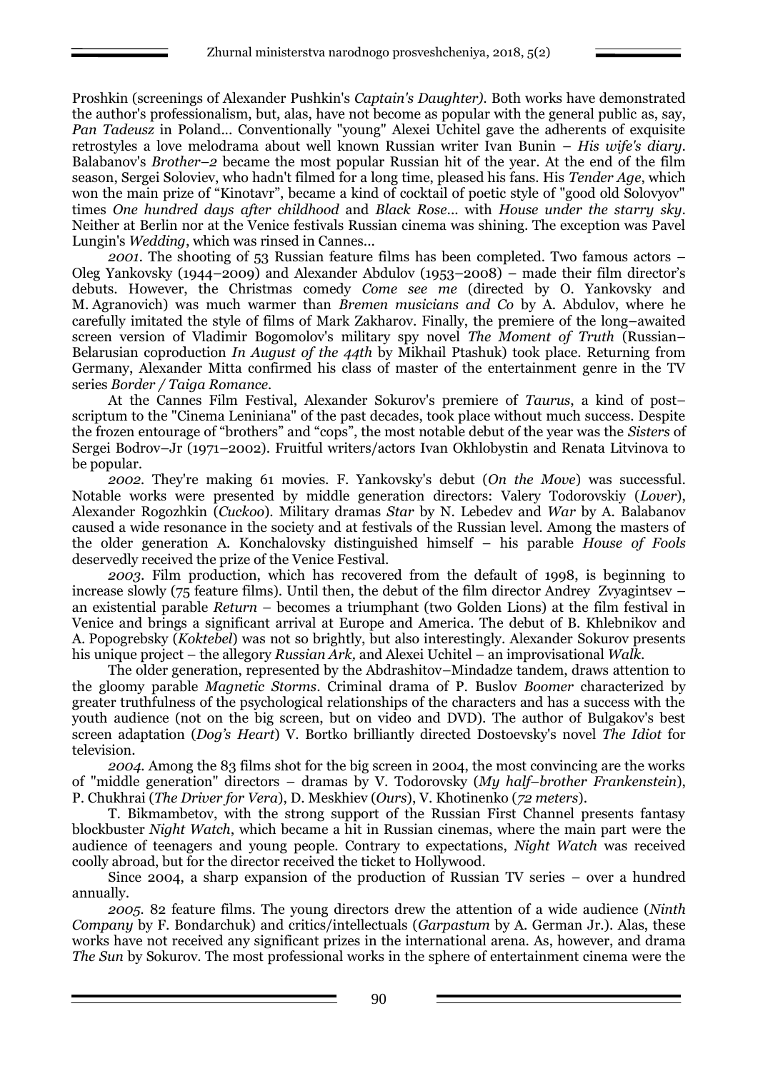Proshkin (screenings of Alexander Pushkin's *Captain's Daughter)*. Both works have demonstrated the author's professionalism, but, alas, have not become as popular with the general public as, say, *Pan Tadeusz* in Poland... Conventionally "young" Alexei Uchitel gave the adherents of exquisite retrostyles a love melodrama about well known Russian writer Ivan Bunin – *His wife's diary*. Balabanov's *Brother–2* became the most popular Russian hit of the year. At the end of the film season, Sergei Soloviev, who hadn't filmed for a long time, pleased his fans. His *Tender Age*, which won the main prize of "Kinotavr", became a kind of cocktail of poetic style of "good old Solovyov" times *One hundred days after childhood* and *Black Rose*... with *House under the starry sky*. Neither at Berlin nor at the Venice festivals Russian cinema was shining. The exception was Pavel Lungin's *Wedding*, which was rinsed in Cannes...

*2001*. The shooting of 53 Russian feature films has been completed. Two famous actors – Oleg Yankovsky (1944–2009) and Alexander Abdulov (1953–2008) – made their film director's debuts. However, the Christmas comedy *Come see me* (directed by O. Yankovsky and M. Agranovich) was much warmer than *Bremen musicians and Co* by A. Abdulov, where he carefully imitated the style of films of Mark Zakharov. Finally, the premiere of the long–awaited screen version of Vladimir Bogomolov's military spy novel *The Moment of Truth* (Russian–Belarusian coproduction *In August of the 44th* by Mikhail Ptashuk) took place. Returning from Germany, Alexander Mitta confirmed his class of master of the entertainment genre in the TV series *Border / Taiga Romance*.

At the Cannes Film Festival, Alexander Sokurov's premiere of *Taurus*, a kind of post–scriptum to the "Cinema Leniniana" of the past decades, took place without much success. Despite the frozen entourage of "brothers" and "cops", the most notable debut of the year was the *Sisters* of Sergei Bodrov–Jr (1971–2002). Fruitful writers/actors Ivan Okhlobystin and Renata Litvinova to be popular.

*2002*. They're making 61 movies. F. Yankovsky's debut (*On the Move*) was successful. Notable works were presented by middle generation directors: Valery Todorovskiy (*Lover*), Alexander Rogozhkin (*Cuckoo*). Military dramas *Star* by N. Lebedev and *War* by A. Balabanov caused a wide resonance in the society and at festivals of the Russian level. Among the masters of the older generation A. Konchalovsky distinguished himself – his parable *House of Fools* deservedly received the prize of the Venice Festival.

*2003*. Film production, which has recovered from the default of 1998, is beginning to increase slowly (75 feature films). Until then, the debut of the film director Andrey Zvyagintsev – an existential parable *Return* – becomes a triumphant (two Golden Lions) at the film festival in Venice and brings a significant arrival at Europe and America. The debut of B. Khlebnikov and A. Popogrebsky (*Koktebel*) was not so brightly, but also interestingly. Alexander Sokurov presents his unique project – the allegory *Russian Ark,* and Alexei Uchitel – an improvisational *Walk*.

The older generation, represented by the Abdrashitov–Mindadze tandem, draws attention to the gloomy parable *Magnetic Storms*. Criminal drama of P. Buslov *Boomer* characterized by greater truthfulness of the psychological relationships of the characters and has a success with the youth audience (not on the big screen, but on video and DVD). The author of Bulgakov's best screen adaptation (*Dog's Heart*) V. Bortko brilliantly directed Dostoevsky's novel *The Idiot* for television.

*2004*. Among the 83 films shot for the big screen in 2004, the most convincing are the works of "middle generation" directors – dramas by V. Todorovsky (*My half–brother Frankenstein*), P. Chukhrai (*The Driver for Vera*), D. Meskhiev (*Ours*), V. Khotinenko (*72 meters*).

T. Bikmambetov, with the strong support of the Russian First Channel presents fantasy blockbuster *Night Watch*, which became a hit in Russian cinemas, where the main part were the audience of teenagers and young people. Contrary to expectations, *Night Watch* was received coolly abroad, but for the director received the ticket to Hollywood.

Since 2004, a sharp expansion of the production of Russian TV series – over a hundred annually.

*2005*. 82 feature films. The young directors drew the attention of a wide audience (*Ninth Company* by F. Bondarchuk) and critics/intellectuals (*Garpastum* by A. German Jr.). Alas, these works have not received any significant prizes in the international arena. As, however, and drama *The Sun* by Sokurov. The most professional works in the sphere of entertainment cinema were the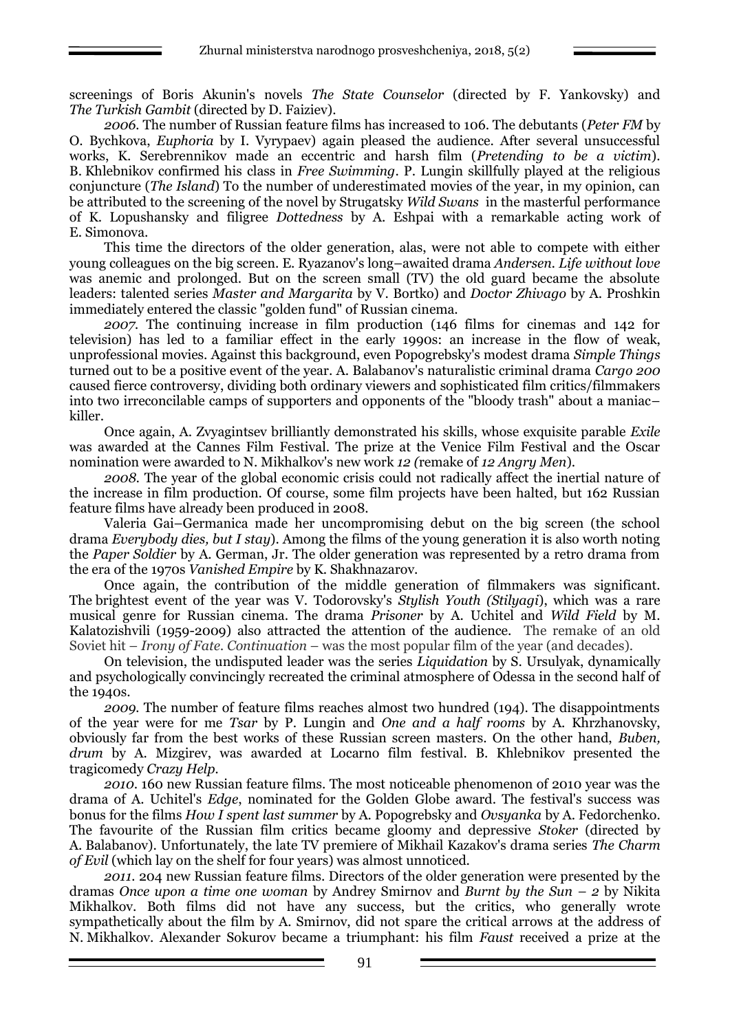screenings of Boris Akunin's novels *The State Counselor* (directed by F. Yankovsky) and *The Turkish Gambit* (directed by D. Faiziev).

*2006.* The number of Russian feature films has increased to 106. The debutants (*Peter FM* by O. Bychkova, *Euphoria* by I. Vyrypaev) again pleased the audience. After several unsuccessful works, K. Serebrennikov made an eccentric and harsh film (*Pretending to be a victim*). B. Khlebnikov confirmed his class in *Free Swimming*. P. Lungin skillfully played at the religious conjuncture (*The Island*) To the number of underestimated movies of the year, in my opinion, can be attributed to the screening of the novel by Strugatsky *Wild Swans* in the masterful performance of K. Lopushansky and filigree *Dottedness* by A. Eshpai with a remarkable acting work of E. Simonova.

This time the directors of the older generation, alas, were not able to compete with either young colleagues on the big screen. E. Ryazanov's long–awaited drama *Andersen. Life without love* was anemic and prolonged. But on the screen small (TV) the old guard became the absolute leaders: talented series *Master and Margarita* by V. Bortko) and *Doctor Zhivago* by A. Proshkin immediately entered the classic "golden fund" of Russian cinema.

*2007.* The continuing increase in film production (146 films for cinemas and 142 for television) has led to a familiar effect in the early 1990s: an increase in the flow of weak, unprofessional movies. Against this background, even Popogrebsky's modest drama *Simple Things* turned out to be a positive event of the year. A. Balabanov's naturalistic criminal drama *Cargo 200* caused fierce controversy, dividing both ordinary viewers and sophisticated film critics/filmmakers into two irreconcilable camps of supporters and opponents of the "bloody trash" about a maniac–killer.

Once again, A. Zvyagintsev brilliantly demonstrated his skills, whose exquisite parable *Exile* was awarded at the Cannes Film Festival. The prize at the Venice Film Festival and the Oscar nomination were awarded to N. Mikhalkov's new work *12 (*remake of *12 Angry Men*).

*2008.* The year of the global economic crisis could not radically affect the inertial nature of the increase in film production. Of course, some film projects have been halted, but 162 Russian feature films have already been produced in 2008.

Valeria Gai–Germanica made her uncompromising debut on the big screen (the school drama *Everybody dies, but I stay*). Among the films of the young generation it is also worth noting the *Paper Soldier* by A. German, Jr. The older generation was represented by a retro drama from the era of the 1970s *Vanished Empire* by K. Shakhnazarov.

Once again, the contribution of the middle generation of filmmakers was significant. The brightest event of the year was V. Todorovsky's *Stylish Youth (Stilyagi*), which was a rare musical genre for Russian cinema. The drama *Prisoner* by A. Uchitel and *Wild Field* by M. Kalatozishvili (1959-2009) also attracted the attention of the audience. The remake of an old Soviet hit – *Irony of Fate. Continuation* – was the most popular film of the year (and decades).

On television, the undisputed leader was the series *Liquidation* by S. Ursulyak, dynamically and psychologically convincingly recreated the criminal atmosphere of Odessa in the second half of the 1940s.

*2009.* The number of feature films reaches almost two hundred (194). The disappointments of the year were for me *Tsar* by P. Lungin and *One and a half rooms* by A. Khrzhanovsky, obviously far from the best works of these Russian screen masters. On the other hand, *Buben, drum* by A. Mizgirev, was awarded at Locarno film festival. B. Khlebnikov presented the tragicomedy *Crazy Help*.

*2010.* 160 new Russian feature films. The most noticeable phenomenon of 2010 year was the drama of A. Uchitel's *Edge*, nominated for the Golden Globe award. The festival's success was bonus for the films *How I spent last summer* by A. Popogrebsky and *Ovsyanka* by A. Fedorchenko. The favourite of the Russian film critics became gloomy and depressive *Stoker* (directed by A. Balabanov). Unfortunately, the late TV premiere of Mikhail Kazakov's drama series *The Charm of Evil* (which lay on the shelf for four years) was almost unnoticed.

*2011.* 204 new Russian feature films. Directors of the older generation were presented by the dramas *Once upon a time one woman* by Andrey Smirnov and *Burnt by the Sun – 2* by Nikita Mikhalkov. Both films did not have any success, but the critics, who generally wrote sympathetically about the film by A. Smirnov, did not spare the critical arrows at the address of N. Mikhalkov. Alexander Sokurov became a triumphant: his film *Faust* received a prize at the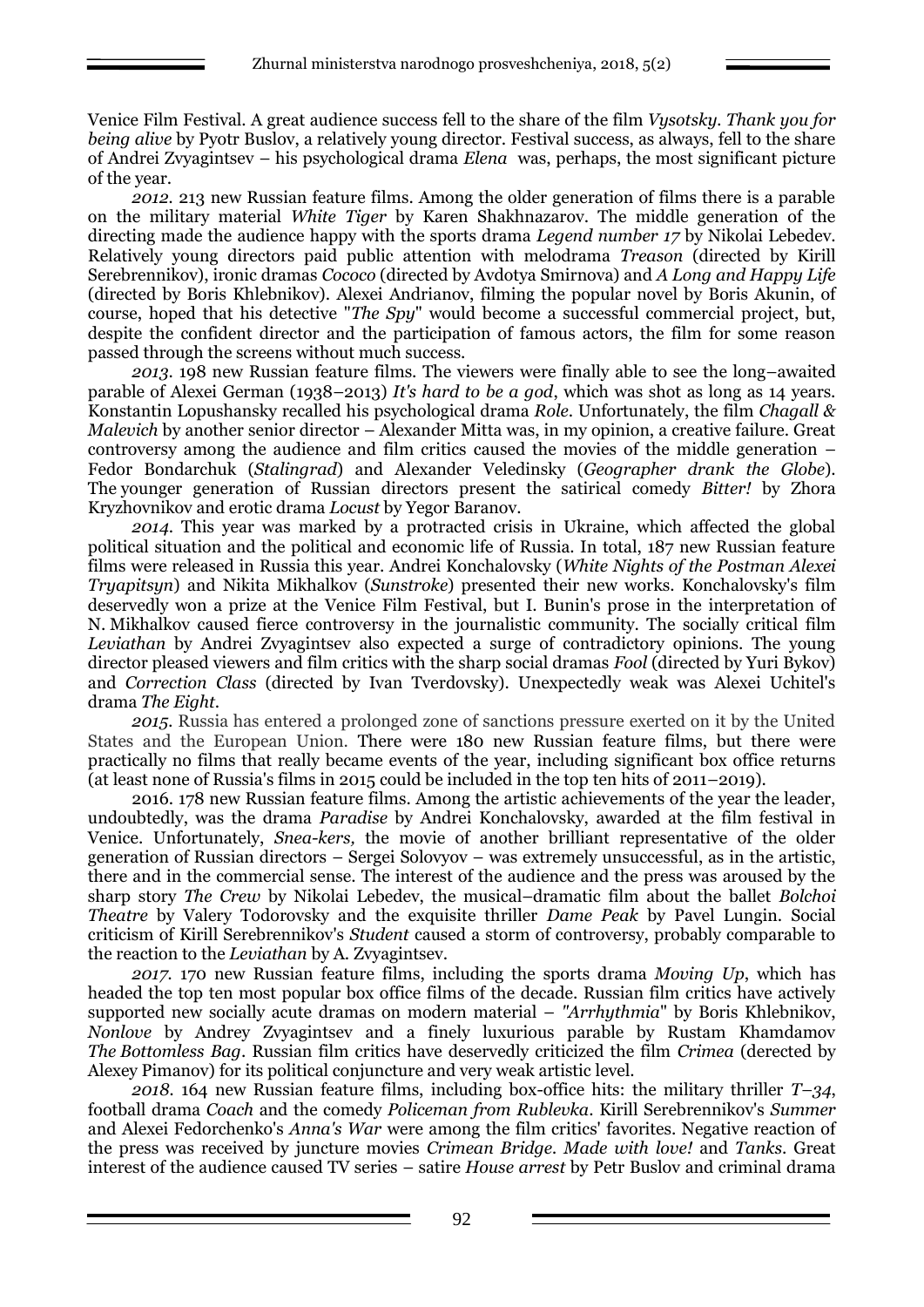Venice Film Festival. A great audience success fell to the share of the film *Vysotsky. Thank you for being alive* by Pyotr Buslov, a relatively young director. Festival success, as always, fell to the share of Andrei Zvyagintsev – his psychological drama *Elena* was, perhaps, the most significant picture of the year.

*2012.* 213 new Russian feature films. Among the older generation of films there is a parable on the military material *White Tiger* by Karen Shakhnazarov. The middle generation of the directing made the audience happy with the sports drama *Legend number 17* by Nikolai Lebedev. Relatively young directors paid public attention with melodrama *Treason* (directed by Kirill Serebrennikov), ironic dramas *Cococo* (directed by Avdotya Smirnova) and *A Long and Happy Life* (directed by Boris Khlebnikov). Alexei Andrianov, filming the popular novel by Boris Akunin, of course, hoped that his detective "*The Spy*" would become a successful commercial project, but, despite the confident director and the participation of famous actors, the film for some reason passed through the screens without much success.

*2013.* 198 new Russian feature films. The viewers were finally able to see the long–awaited parable of Alexei German (1938–2013) *It's hard to be a god*, which was shot as long as 14 years. Konstantin Lopushansky recalled his psychological drama *Role*. Unfortunately, the film *Chagall & Malevich* by another senior director – Alexander Mitta was, in my opinion, a creative failure. Great controversy among the audience and film critics caused the movies of the middle generation – Fedor Bondarchuk (*Stalingrad*) and Alexander Veledinsky (*Geographer drank the Globe*). The younger generation of Russian directors present the satirical comedy *Bitter!* by Zhora Kryzhovnikov and erotic drama *Locust* by Yegor Baranov.

*2014.* This year was marked by a protracted crisis in Ukraine, which affected the global political situation and the political and economic life of Russia. In total, 187 new Russian feature films were released in Russia this year. Andrei Konchalovsky (*White Nights of the Postman Alexei Tryapitsyn*) and Nikita Mikhalkov (*Sunstroke*) presented their new works. Konchalovsky's film deservedly won a prize at the Venice Film Festival, but I. Bunin's prose in the interpretation of N. Mikhalkov caused fierce controversy in the journalistic community. The socially critical film *Leviathan* by Andrei Zvyagintsev also expected a surge of contradictory opinions. The young director pleased viewers and film critics with the sharp social dramas *Fool* (directed by Yuri Bykov) and *Correction Class* (directed by Ivan Tverdovsky). Unexpectedly weak was Alexei Uchitel's drama *The Eight*.

*2015.* Russia has entered a prolonged zone of sanctions pressure exerted on it by the United States and the European Union. There were 180 new Russian feature films, but there were practically no films that really became events of the year, including significant box office returns (at least none of Russia's films in 2015 could be included in the top ten hits of 2011–2019).

2016. 178 new Russian feature films. Among the artistic achievements of the year the leader, undoubtedly, was the drama *Paradise* by Andrei Konchalovsky, awarded at the film festival in Venice. Unfortunately, *Snea-kers,* the movie of another brilliant representative of the older generation of Russian directors – Sergei Solovyov – was extremely unsuccessful, as in the artistic, there and in the commercial sense. The interest of the audience and the press was aroused by the sharp story *The Crew* by Nikolai Lebedev, the musical–dramatic film about the ballet *Bolchoi Theatre* by Valery Todorovsky and the exquisite thriller *Dame Peak* by Pavel Lungin. Social criticism of Kirill Serebrennikov's *Student* caused a storm of controversy, probably comparable to the reaction to the *Leviathan* by A. Zvyagintsev.

*2017.* 170 new Russian feature films, including the sports drama *Moving Up*, which has headed the top ten most popular box office films of the decade. Russian film critics have actively supported new socially acute dramas on modern material – *"Arrhythmia*" by Boris Khlebnikov, *Nonlove* by Andrey Zvyagintsev and a finely luxurious parable by Rustam Khamdamov *The Bottomless Bag*. Russian film critics have deservedly criticized the film *Crimea* (derected by Alexey Pimanov) for its political conjuncture and very weak artistic level.

*2018.* 164 new Russian feature films, including box-office hits: the military thriller *T–34*, football drama *Coach* and the comedy *Policeman from Rublevka*. Kirill Serebrennikov's *Summer* and Alexei Fedorchenko's *Anna's War* were among the film critics' favorites. Negative reaction of the press was received by juncture movies *Crimean Bridge. Made with love!* and *Tanks*. Great interest of the audience caused TV series – satire *House arrest* by Petr Buslov and criminal drama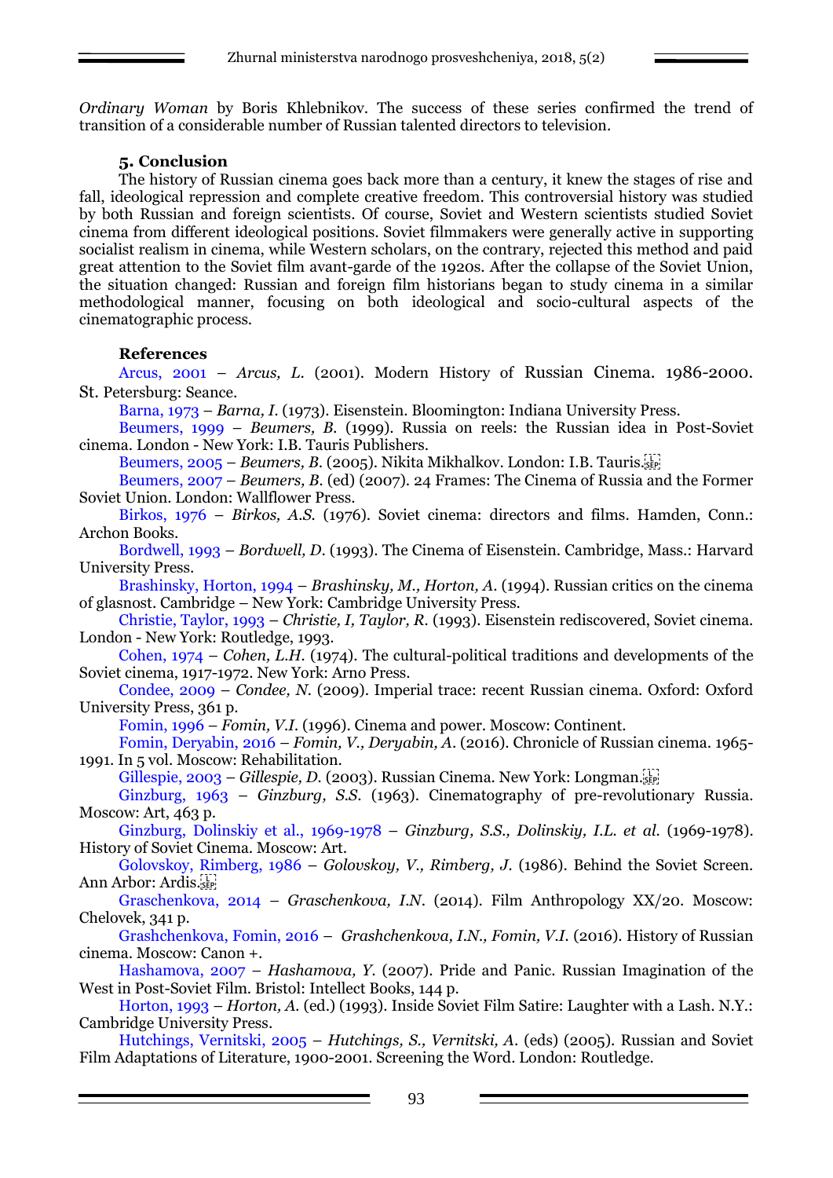*Ordinary Woman* by Boris Khlebnikov. The success of these series confirmed the trend of transition of a considerable number of Russian talented directors to television.

## 5. Conclusion

The history of Russian cinema goes back more than a century, it knew the stages of rise and fall, ideological repression and complete creative freedom. This controversial history was studied by both Russian and foreign scientists. Of course, Soviet and Western scientists studied Soviet cinema from different ideological positions. Soviet filmmakers were generally active in supporting socialist realism in cinema, while Western scholars, on the contrary, rejected this method and paid great attention to the Soviet film avant-garde of the 1920s. After the collapse of the Soviet Union, the situation changed: Russian and foreign film historians began to study cinema in a similar methodological manner, focusing on both ideological and socio-cultural aspects of the cinematographic process.

## References

Arcus, 2001 – *Arcus, L.* (2001). Modern History of Russian Cinema. 1986-2000. St. Petersburg: Seance.

Barna, 1973 – *Barna, I.* (1973). Eisenstein. Bloomington: Indiana University Press.

Beumers, 1999 – *Beumers, B.* (1999). Russia on reels: the Russian idea in Post-Soviet cinema. London - New York: I.B. Tauris Publishers.

Beumers, 2005 – *Beumers, B.* (2005). Nikita Mikhalkov. London: I.B. Tauris.

Beumers, 2007 – *Beumers, B.* (ed) (2007). 24 Frames: The Cinema of Russia and the Former Soviet Union. London: Wallflower Press.

Birkos, 1976 – *Birkos, A.S.* (1976). Soviet cinema: directors and films. Hamden, Conn.: Archon Books.

Bordwell, 1993 – *Bordwell, D.* (1993). The Cinema of Eisenstein. Cambridge, Mass.: Harvard University Press.

Brashinsky, Horton, 1994 – *Brashinsky, M., Horton, A.* (1994). Russian critics on the cinema of glasnost. Cambridge – New York: Cambridge University Press.

Christie, Taylor, 1993 – *Christie, I, Taylor, R.* (1993). Eisenstein rediscovered, Soviet cinema. London - New York: Routledge, 1993.

Cohen, 1974 – *Cohen, L.H.* (1974). The cultural-political traditions and developments of the Soviet cinema, 1917-1972. New York: Arno Press.

Condee, 2009 – *Condee, N.* (2009). Imperial trace: recent Russian cinema. Oxford: Oxford University Press, 361 p.

Fomin, 1996 – *Fomin, V.I.* (1996). Cinema and power. Moscow: Continent.

Fomin, Deryabin, 2016 – *Fomin, V., Deryabin, A.* (2016). Chronicle of Russian cinema. 1965-1991. In 5 vol. Moscow: Rehabilitation.

Gillespie, 2003 – *Gillespie, D.* (2003). Russian Cinema. New York: Longman.

Ginzburg, 1963 – *Ginzburg, S.S.* (1963). Cinematography of pre-revolutionary Russia. Moscow: Art, 463 p.

Ginzburg, Dolinskiy et al., 1969-1978 – *Ginzburg, S.S., Dolinskiy, I.L. et al.* (1969-1978). History of Soviet Cinema. Moscow: Art.

Golovskoy, Rimberg, 1986 – *Golovskoy, V., Rimberg, J.* (1986). Behind the Soviet Screen. Ann Arbor: Ardis.

Graschenkova, 2014 – *Graschenkova, I.N.* (2014). Film Anthropology XX/20. Moscow: Chelovek, 341 p.

Grashchenkova, Fomin, 2016 – *Grashchenkova, I.N., Fomin, V.I.* (2016). History of Russian cinema. Moscow: Canon +.

Hashamova, 2007 – *Hashamova, Y.* (2007). Pride and Panic. Russian Imagination of the West in Post-Soviet Film. Bristol: Intellect Books, 144 p.

Horton, 1993 – *Horton, A.* (ed.) (1993). Inside Soviet Film Satire: Laughter with a Lash. N.Y.: Cambridge University Press.

Hutchings, Vernitski, 2005 – *Hutchings, S., Vernitski, A.* (eds) (2005). Russian and Soviet Film Adaptations of Literature, 1900-2001. Screening the Word. London: Routledge.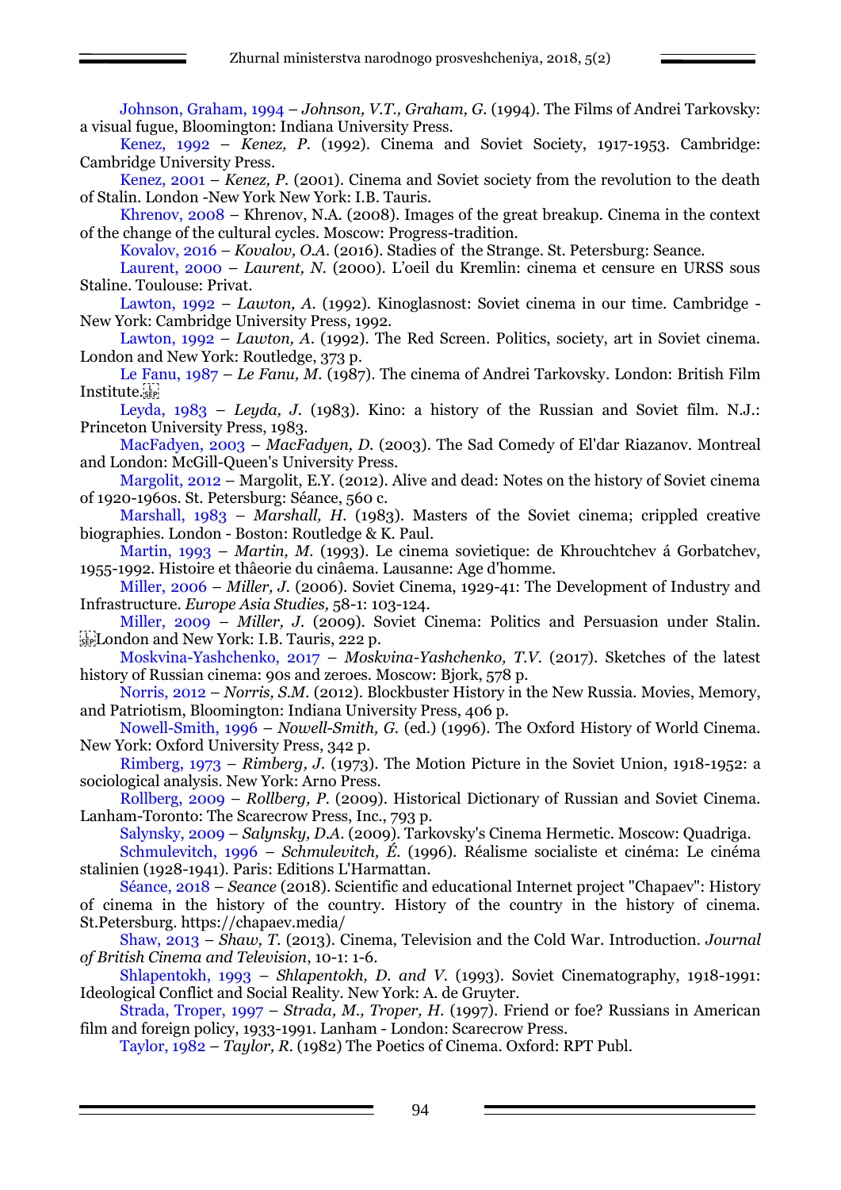Johnson, Graham, 1994 – *Johnson, V.T., Graham, G.* (1994). The Films of Andrei Tarkovsky: a visual fugue, Bloomington: Indiana University Press.

Kenez, 1992 – *Kenez, P.* (1992). Cinema and Soviet Society, 1917-1953. Cambridge: Cambridge University Press.

Kenez, 2001 – *Kenez, P.* (2001). Cinema and Soviet society from the revolution to the death of Stalin. London -New York New York: I.B. Tauris.

Khrenov, 2008 – Khrenov, N.A. (2008). Images of the great breakup. Cinema in the context of the change of the cultural cycles. Moscow: Progress-tradition.

Kovalov, 2016 – *Kovalov, O.A.* (2016). Stadies of the Strange. St. Petersburg: Seance.

Laurent, 2000 – *Laurent, N.* (2000). L'oeil du Kremlin: cinema et censure en URSS sous Staline. Toulouse: Privat.

Lawton, 1992 – *Lawton, A.* (1992). Kinoglasnost: Soviet cinema in our time. Cambridge - New York: Cambridge University Press, 1992.

Lawton, 1992 – *Lawton, A.* (1992). The Red Screen. Politics, society, art in Soviet cinema. London and New York: Routledge, 373 p.

Le Fanu, 1987 – *Le Fanu, M.* (1987). The cinema of Andrei Tarkovsky. London: British Film Institute.

Leyda, 1983 – *Leyda, J.* (1983). Kino: a history of the Russian and Soviet film. N.J.: Princeton University Press, 1983.

MacFadyen, 2003 – *MacFadyen, D.* (2003). The Sad Comedy of El'dar Riazanov. Montreal and London: McGill-Queen's University Press.

Margolit, 2012 – Margolit, E.Y. (2012). Alive and dead: Notes on the history of Soviet cinema of 1920-1960s. St. Petersburg: Séance, 560 c.

Marshall, 1983 – *Marshall, H.* (1983). Masters of the Soviet cinema; crippled creative biographies. London - Boston: Routledge & K. Paul.

Martin, 1993 – *Martin, M.* (1993). Le cinema sovietique: de Khrouchtchev á Gorbatchev, 1955-1992. Histoire et thâeorie du cinâema. Lausanne: Age d'homme.

Miller, 2006 – *Miller, J.* (2006). Soviet Cinema, 1929-41: The Development of Industry and Infrastructure. *Europe Asia Studies,* 58-1: 103-124.

Miller, 2009 – *Miller, J.* (2009). Soviet Cinema: Politics and Persuasion under Stalin. London and New York: I.B. Tauris, 222 p.

Moskvina-Yashchenko, 2017 – *Moskvina-Yashchenko, T.V.* (2017). Sketches of the latest history of Russian cinema: 90s and zeroes. Moscow: Bjork, 578 p.

Norris, 2012 – *Norris, S.M.* (2012). Blockbuster History in the New Russia. Movies, Memory, and Patriotism, Bloomington: Indiana University Press, 406 p.

Nowell-Smith, 1996 – *Nowell-Smith, G.* (ed.) (1996). The Oxford History of World Cinema. New York: Oxford University Press, 342 p.

Rimberg, 1973 – *Rimberg, J.* (1973). The Motion Picture in the Soviet Union, 1918-1952: a sociological analysis. New York: Arno Press.

Rollberg, 2009 – *Rollberg, P.* (2009). Historical Dictionary of Russian and Soviet Cinema. Lanham-Toronto: The Scarecrow Press, Inc., 793 p.

Salynsky, 2009 – *Salynsky, D.A.* (2009). Tarkovsky's Cinema Hermetic. Moscow: Quadriga.

Schmulevitch, 1996 – *Schmulevitch, É.* (1996). Réalisme socialiste et cinéma: Le cinéma stalinien (1928-1941). Paris: Editions L'Harmattan.

Séance, 2018 – *Seance* (2018). Scientific and educational Internet project "Chapaev": History of cinema in the history of the country. History of the country in the history of cinema. St.Petersburg. https://chapaev.media/

Shaw, 2013 – *Shaw, T.* (2013). Cinema, Television and the Cold War. Introduction. *Journal of British Cinema and Television*, 10-1: 1-6.

Shlapentokh, 1993 – *Shlapentokh, D. and V.* (1993). Soviet Cinematography, 1918-1991: Ideological Conflict and Social Reality. New York: A. de Gruyter.

Strada, Troper, 1997 – *Strada, M., Troper, H.* (1997). Friend or foe? Russians in American film and foreign policy, 1933-1991. Lanham - London: Scarecrow Press.

Taylor, 1982 – *Taylor, R.* (1982) The Poetics of Cinema. Oxford: RPT Publ.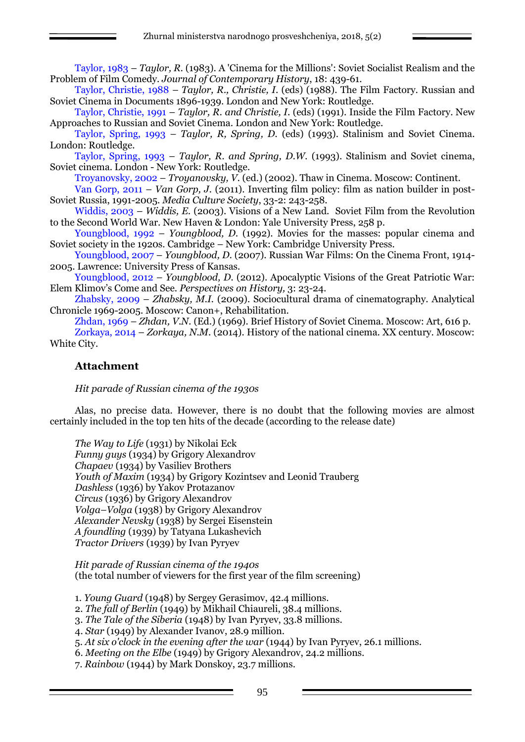Taylor, 1983 – *Taylor, R.* (1983). A 'Cinema for the Millions': Soviet Socialist Realism and the Problem of Film Comedy. *Journal of Contemporary History*, 18: 439-61.

Taylor, Christie, 1988 – *Taylor, R., Christie, I.* (eds) (1988). The Film Factory. Russian and Soviet Cinema in Documents 1896-1939. London and New York: Routledge.

Taylor, Christie, 1991 – *Taylor, R. and Christie, I.* (eds) (1991). Inside the Film Factory. New Approaches to Russian and Soviet Cinema. London and New York: Routledge.

Taylor, Spring, 1993 – *Taylor, R, Spring, D.* (eds) (1993). Stalinism and Soviet Cinema. London: Routledge.

Taylor, Spring, 1993 – *Taylor, R. and Spring, D.W.* (1993). Stalinism and Soviet cinema, Soviet cinema. London - New York: Routledge.

Troyanovsky, 2002 – *Troyanovsky, V.* (ed.) (2002). Thaw in Cinema. Moscow: Continent.

Van Gorp, 2011 – *Van Gorp, J.* (2011). Inverting film policy: film as nation builder in post-Soviet Russia, 1991-2005. *Media Culture Society*, 33-2: 243-258.

Widdis, 2003 – *Widdis, E.* (2003). Visions of a New Land. Soviet Film from the Revolution to the Second World War. New Haven & London: Yale University Press, 258 p.

Youngblood, 1992 – *Youngblood, D.* (1992). Movies for the masses: popular cinema and Soviet society in the 1920s. Cambridge – New York: Cambridge University Press.

Youngblood, 2007 – *Youngblood, D.* (2007). Russian War Films: On the Cinema Front, 1914-2005. Lawrence: University Press of Kansas.

Youngblood, 2012 – *Youngblood, D.* (2012). Apocalyptic Visions of the Great Patriotic War: Elem Klimov's Come and See. *Perspectives on History,* 3: 23-24.

Zhabsky, 2009 – *Zhabsky, M.I.* (2009). Sociocultural drama of cinematography. Analytical Chronicle 1969-2005. Moscow: Canon+, Rehabilitation.

Zhdan, 1969 – *Zhdan, V.N.* (Ed.) (1969). Brief History of Soviet Cinema. Moscow: Art, 616 p.

Zorkaya, 2014 – *Zorkaya, N.M.* (2014). History of the national cinema. XX century. Moscow: White City.

## Attachment

*Hit parade of Russian cinema of the 1930s*

Alas, no precise data. However, there is no doubt that the following movies are almost certainly included in the top ten hits of the decade (according to the release date)

*The Way to Life* (1931) by Nikolai Eck
*Funny guys* (1934) by Grigory Alexandrov
*Chapaev* (1934) by Vasiliev Brothers
*Youth of Maxim* (1934) by Grigory Kozintsev and Leonid Trauberg
*Dashless* (1936) by Yakov Protazanov
*Circus* (1936) by Grigory Alexandrov
*Volga–Volga* (1938) by Grigory Alexandrov
*Alexander Nevsky* (1938) by Sergei Eisenstein
*A foundling* (1939) by Tatyana Lukashevich
*Tractor Drivers* (1939) by Ivan Pyryev

*Hit parade of Russian cinema of the 1940s*
(the total number of viewers for the first year of the film screening)

1. *Young Guard* (1948) by Sergey Gerasimov, 42.4 millions.
2. *The fall of Berlin* (1949) by Mikhail Chiaureli, 38.4 millions.
3. *The Tale of the Siberia* (1948) by Ivan Pyryev, 33.8 millions.
4. *Star* (1949) by Alexander Ivanov, 28.9 million.
5. *At six o'clock in the evening after the war* (1944) by Ivan Pyryev, 26.1 millions.
6. *Meeting on the Elbe* (1949) by Grigory Alexandrov, 24.2 millions.
7. *Rainbow* (1944) by Mark Donskoy, 23.7 millions.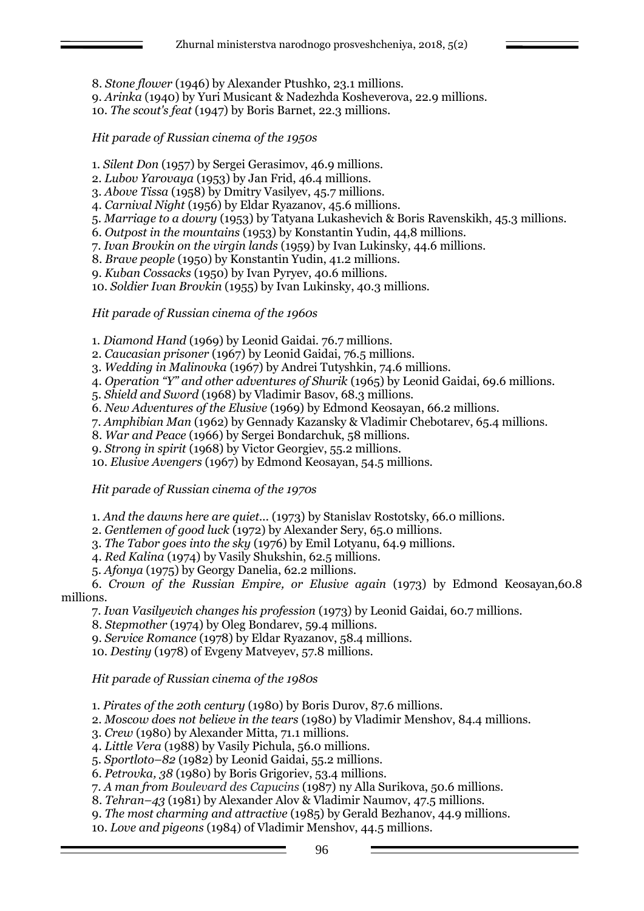8. *Stone flower* (1946) by Alexander Ptushko, 23.1 millions.
9. *Arinka* (1940) by Yuri Musicant & Nadezhda Kosheverova, 22.9 millions.
10. *The scout's feat* (1947) by Boris Barnet, 22.3 millions.

*Hit parade of Russian cinema of the 1950s*

1. *Silent Don* (1957) by Sergei Gerasimov, 46.9 millions.
2. *Lubov Yarovaya* (1953) by Jan Frid, 46.4 millions.
3. *Above Tissa* (1958) by Dmitry Vasilyev, 45.7 millions.
4. *Carnival Night* (1956) by Eldar Ryazanov, 45.6 millions.
5. *Marriage to a dowry* (1953) by Tatyana Lukashevich & Boris Ravenskikh, 45.3 millions.
6. *Outpost in the mountains* (1953) by Konstantin Yudin, 44,8 millions.
7. *Ivan Brovkin on the virgin lands* (1959) by Ivan Lukinsky, 44.6 millions.
8. *Brave people* (1950) by Konstantin Yudin, 41.2 millions.
9. *Kuban Cossacks* (1950) by Ivan Pyryev, 40.6 millions.
10. *Soldier Ivan Brovkin* (1955) by Ivan Lukinsky, 40.3 millions.

*Hit parade of Russian cinema of the 1960s*

1. *Diamond Hand* (1969) by Leonid Gaidai. 76.7 millions.
2. *Caucasian prisoner* (1967) by Leonid Gaidai, 76.5 millions.
3. *Wedding in Malinovka* (1967) by Andrei Tutyshkin, 74.6 millions.
4. *Operation "Y" and other adventures of Shurik* (1965) by Leonid Gaidai, 69.6 millions.
5. *Shield and Sword* (1968) by Vladimir Basov, 68.3 millions.
6. *New Adventures of the Elusive* (1969) by Edmond Keosayan, 66.2 millions.
7. *Amphibian Man* (1962) by Gennady Kazansky & Vladimir Chebotarev, 65.4 millions.
8. *War and Peace* (1966) by Sergei Bondarchuk, 58 millions.
9. *Strong in spirit* (1968) by Victor Georgiev, 55.2 millions.
10. *Elusive Avengers* (1967) by Edmond Keosayan, 54.5 millions.

*Hit parade of Russian cinema of the 1970s*

1. *And the dawns here are quiet...* (1973) by Stanislav Rostotsky, 66.0 millions.
2. *Gentlemen of good luck* (1972) by Alexander Sery, 65.0 millions.
3. *The Tabor goes into the sky* (1976) by Emil Lotyanu, 64.9 millions.
4. *Red Kalina* (1974) by Vasily Shukshin, 62.5 millions.
5. *Afonya* (1975) by Georgy Danelia, 62.2 millions.
6. *Crown of the Russian Empire, or Elusive again* (1973) by Edmond Keosayan,60.8 millions.
7. *Ivan Vasilyevich changes his profession* (1973) by Leonid Gaidai, 60.7 millions.
8. *Stepmother* (1974) by Oleg Bondarev, 59.4 millions.
9. *Service Romance* (1978) by Eldar Ryazanov, 58.4 millions.
10. *Destiny* (1978) of Evgeny Matveyev, 57.8 millions.

*Hit parade of Russian cinema of the 1980s*

1. *Pirates of the 20th century* (1980) by Boris Durov, 87.6 millions.
2. *Moscow does not believe in the tears* (1980) by Vladimir Menshov, 84.4 millions.
3. *Crew* (1980) by Alexander Mitta, 71.1 millions.
4. *Little Vera* (1988) by Vasily Pichula, 56.0 millions.
5. *Sportloto–82* (1982) by Leonid Gaidai, 55.2 millions.
6. *Petrovka, 38* (1980) by Boris Grigoriev, 53.4 millions.
7. *A man from Boulevard des Capucins* (1987) ny Alla Surikova, 50.6 millions.
8. *Tehran–43* (1981) by Alexander Alov & Vladimir Naumov, 47.5 millions.
9. *The most charming and attractive* (1985) by Gerald Bezhanov, 44.9 millions.
10. *Love and pigeons* (1984) of Vladimir Menshov, 44.5 millions.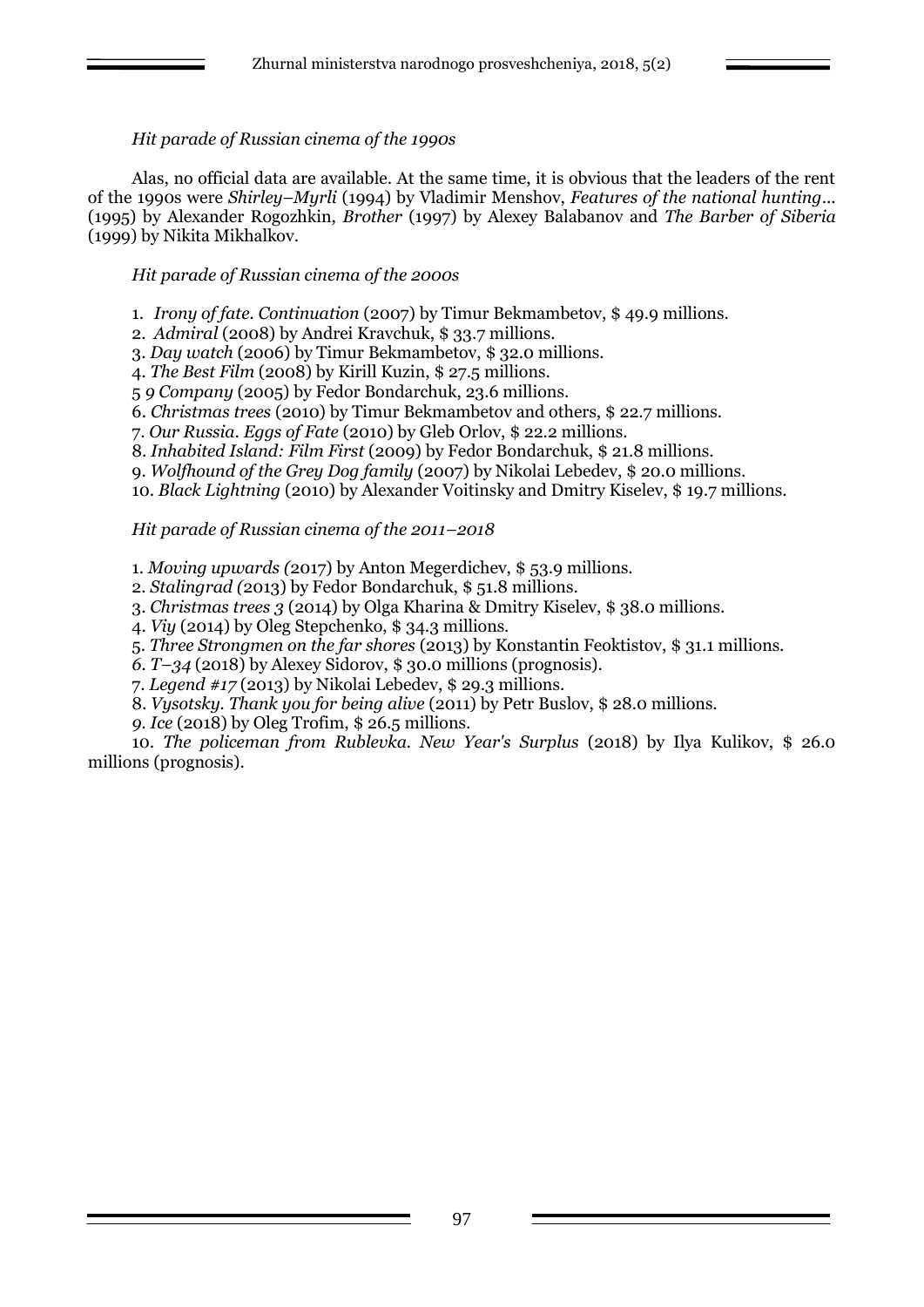*Hit parade of Russian cinema of the 1990s*

Alas, no official data are available. At the same time, it is obvious that the leaders of the rent of the 1990s were *Shirley–Myrli* (1994) by Vladimir Menshov, *Features of the national hunting*... (1995) by Alexander Rogozhkin, *Brother* (1997) by Alexey Balabanov and *The Barber of Siberia* (1999) by Nikita Mikhalkov.

*Hit parade of Russian cinema of the 2000s*

1. *Irony of fate. Continuation* (2007) by Timur Bekmambetov, $ 49.9 millions.
2. *Admiral* (2008) by Andrei Kravchuk, $ 33.7 millions.
3. *Day watch* (2006) by Timur Bekmambetov, $ 32.0 millions.
4. *The Best Film* (2008) by Kirill Kuzin, $ 27.5 millions.
5 *9 Company* (2005) by Fedor Bondarchuk, 23.6 millions.
6. *Christmas trees* (2010) by Timur Bekmambetov and others, $ 22.7 millions.
7. *Our Russia. Eggs of Fate* (2010) by Gleb Orlov, $ 22.2 millions.
8. *Inhabited Island: Film First* (2009) by Fedor Bondarchuk, $ 21.8 millions.
9. *Wolfhound of the Grey Dog family* (2007) by Nikolai Lebedev, $ 20.0 millions.
10. *Black Lightning* (2010) by Alexander Voitinsky and Dmitry Kiselev, $ 19.7 millions.

*Hit parade of Russian cinema of the 2011–2018*

1. *Moving upwards (*2017) by Anton Megerdichev, $ 53.9 millions.
2. *Stalingrad (*2013) by Fedor Bondarchuk, $ 51.8 millions.
3. *Christmas trees 3* (2014) by Olga Kharina & Dmitry Kiselev, $ 38.0 millions.
4. *Viy* (2014) by Oleg Stepchenko, $ 34.3 millions.
5. *Three Strongmen on the far shores* (2013) by Konstantin Feoktistov, $ 31.1 millions.
6. *T–34* (2018) by Alexey Sidorov, $ 30.0 millions (prognosis).
7. *Legend #17* (2013) by Nikolai Lebedev, $ 29.3 millions.
8. *Vysotsky. Thank you for being alive* (2011) by Petr Buslov, $ 28.0 millions.
9. *Ice* (2018) by Oleg Trofim, $ 26.5 millions.
10. *The policeman from Rublevka. New Year's Surplus* (2018) by Ilya Kulikov, $ 26.0 millions (prognosis).